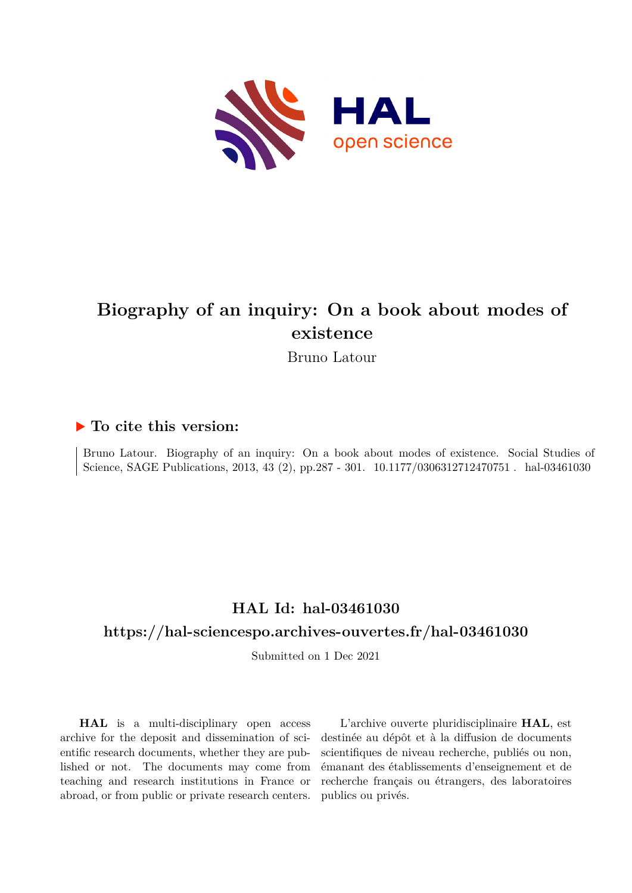# Biography of an inquiry: On a book about modes of existence

Bruno Latour

## ▶ To cite this version:

Bruno Latour. Biography of an inquiry: On a book about modes of existence. Social Studies of Science, SAGE Publications, 2013, 43 (2), pp.287 - 301. 10.1177/0306312712470751 . hal-03461030

## HAL Id: hal-03461030

## https://hal-sciencespo.archives-ouvertes.fr/hal-03461030

Submitted on 1 Dec 2021

**HAL** is a multi-disciplinary open access archive for the deposit and dissemination of scientific research documents, whether they are published or not. The documents may come from teaching and research institutions in France or abroad, or from public or private research centers.

L'archive ouverte pluridisciplinaire **HAL**, est destinée au dépôt et à la diffusion de documents scientifiques de niveau recherche, publiés ou non, émanant des établissements d'enseignement et de recherche français ou étrangers, des laboratoires publics ou privés.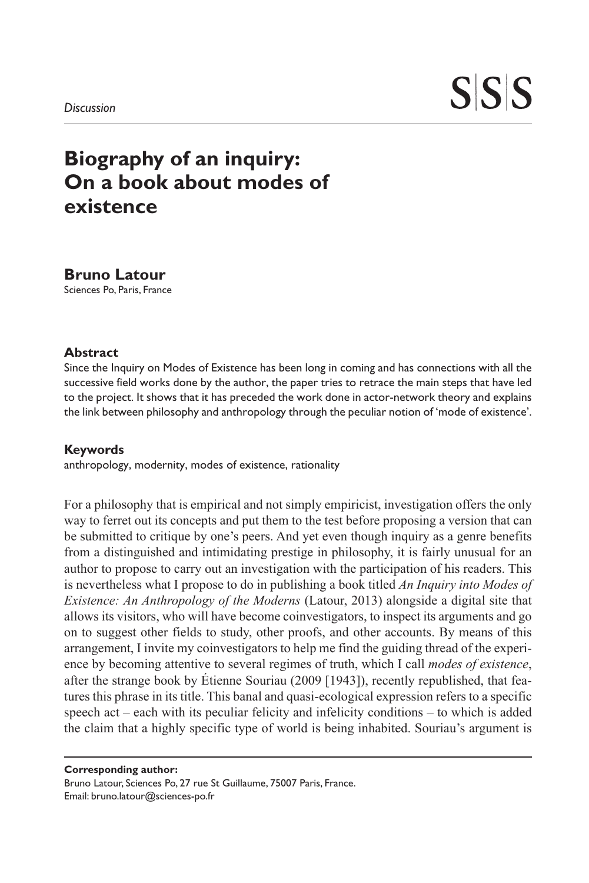*Discussion*

# Biography of an inquiry: On a book about modes of existence

**Bruno Latour**
Sciences Po, Paris, France

### Abstract

Since the Inquiry on Modes of Existence has been long in coming and has connections with all the successive field works done by the author, the paper tries to retrace the main steps that have led to the project. It shows that it has preceded the work done in actor-network theory and explains the link between philosophy and anthropology through the peculiar notion of 'mode of existence'.

### Keywords

anthropology, modernity, modes of existence, rationality

For a philosophy that is empirical and not simply empiricist, investigation offers the only way to ferret out its concepts and put them to the test before proposing a version that can be submitted to critique by one's peers. And yet even though inquiry as a genre benefits from a distinguished and intimidating prestige in philosophy, it is fairly unusual for an author to propose to carry out an investigation with the participation of his readers. This is nevertheless what I propose to do in publishing a book titled *An Inquiry into Modes of Existence: An Anthropology of the Moderns* (Latour, 2013) alongside a digital site that allows its visitors, who will have become coinvestigators, to inspect its arguments and go on to suggest other fields to study, other proofs, and other accounts. By means of this arrangement, I invite my coinvestigators to help me find the guiding thread of the experience by becoming attentive to several regimes of truth, which I call *modes of existence*, after the strange book by Étienne Souriau (2009 [1943]), recently republished, that features this phrase in its title. This banal and quasi-ecological expression refers to a specific speech act – each with its peculiar felicity and infelicity conditions – to which is added the claim that a highly specific type of world is being inhabited. Souriau's argument is

**Corresponding author:**
Bruno Latour, Sciences Po, 27 rue St Guillaume, 75007 Paris, France.
Email: bruno.latour@sciences-po.fr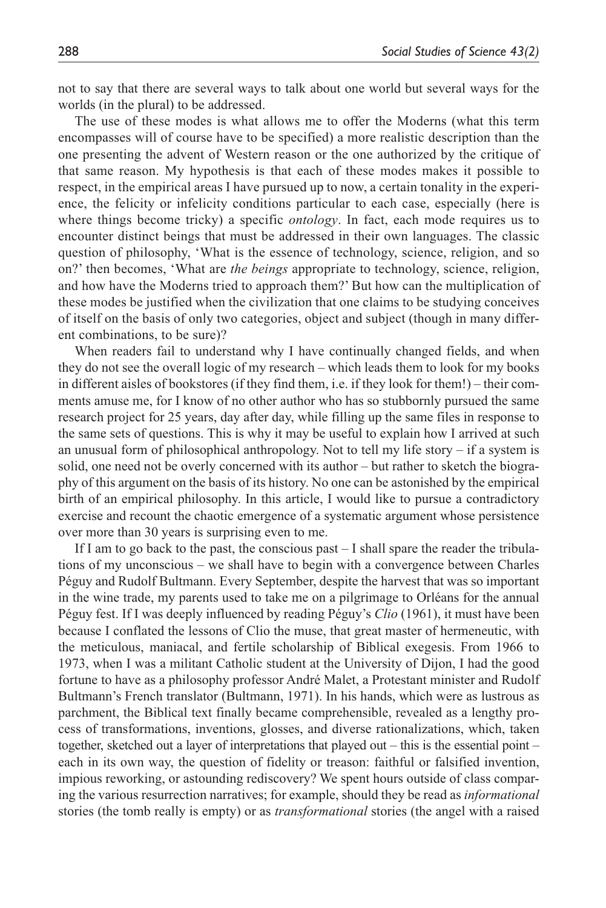not to say that there are several ways to talk about one world but several ways for the worlds (in the plural) to be addressed.

The use of these modes is what allows me to offer the Moderns (what this term encompasses will of course have to be specified) a more realistic description than the one presenting the advent of Western reason or the one authorized by the critique of that same reason. My hypothesis is that each of these modes makes it possible to respect, in the empirical areas I have pursued up to now, a certain tonality in the experience, the felicity or infelicity conditions particular to each case, especially (here is where things become tricky) a specific *ontology*. In fact, each mode requires us to encounter distinct beings that must be addressed in their own languages. The classic question of philosophy, 'What is the essence of technology, science, religion, and so on?' then becomes, 'What are *the beings* appropriate to technology, science, religion, and how have the Moderns tried to approach them?' But how can the multiplication of these modes be justified when the civilization that one claims to be studying conceives of itself on the basis of only two categories, object and subject (though in many different combinations, to be sure)?

When readers fail to understand why I have continually changed fields, and when they do not see the overall logic of my research – which leads them to look for my books in different aisles of bookstores (if they find them, i.e. if they look for them!) – their comments amuse me, for I know of no other author who has so stubbornly pursued the same research project for 25 years, day after day, while filling up the same files in response to the same sets of questions. This is why it may be useful to explain how I arrived at such an unusual form of philosophical anthropology. Not to tell my life story – if a system is solid, one need not be overly concerned with its author – but rather to sketch the biography of this argument on the basis of its history. No one can be astonished by the empirical birth of an empirical philosophy. In this article, I would like to pursue a contradictory exercise and recount the chaotic emergence of a systematic argument whose persistence over more than 30 years is surprising even to me.

If I am to go back to the past, the conscious past – I shall spare the reader the tribulations of my unconscious – we shall have to begin with a convergence between Charles Péguy and Rudolf Bultmann. Every September, despite the harvest that was so important in the wine trade, my parents used to take me on a pilgrimage to Orléans for the annual Péguy fest. If I was deeply influenced by reading Péguy's *Clio* (1961), it must have been because I conflated the lessons of Clio the muse, that great master of hermeneutic, with the meticulous, maniacal, and fertile scholarship of Biblical exegesis. From 1966 to 1973, when I was a militant Catholic student at the University of Dijon, I had the good fortune to have as a philosophy professor André Malet, a Protestant minister and Rudolf Bultmann's French translator (Bultmann, 1971). In his hands, which were as lustrous as parchment, the Biblical text finally became comprehensible, revealed as a lengthy process of transformations, inventions, glosses, and diverse rationalizations, which, taken together, sketched out a layer of interpretations that played out – this is the essential point – each in its own way, the question of fidelity or treason: faithful or falsified invention, impious reworking, or astounding rediscovery? We spent hours outside of class comparing the various resurrection narratives; for example, should they be read as *informational* stories (the tomb really is empty) or as *transformational* stories (the angel with a raised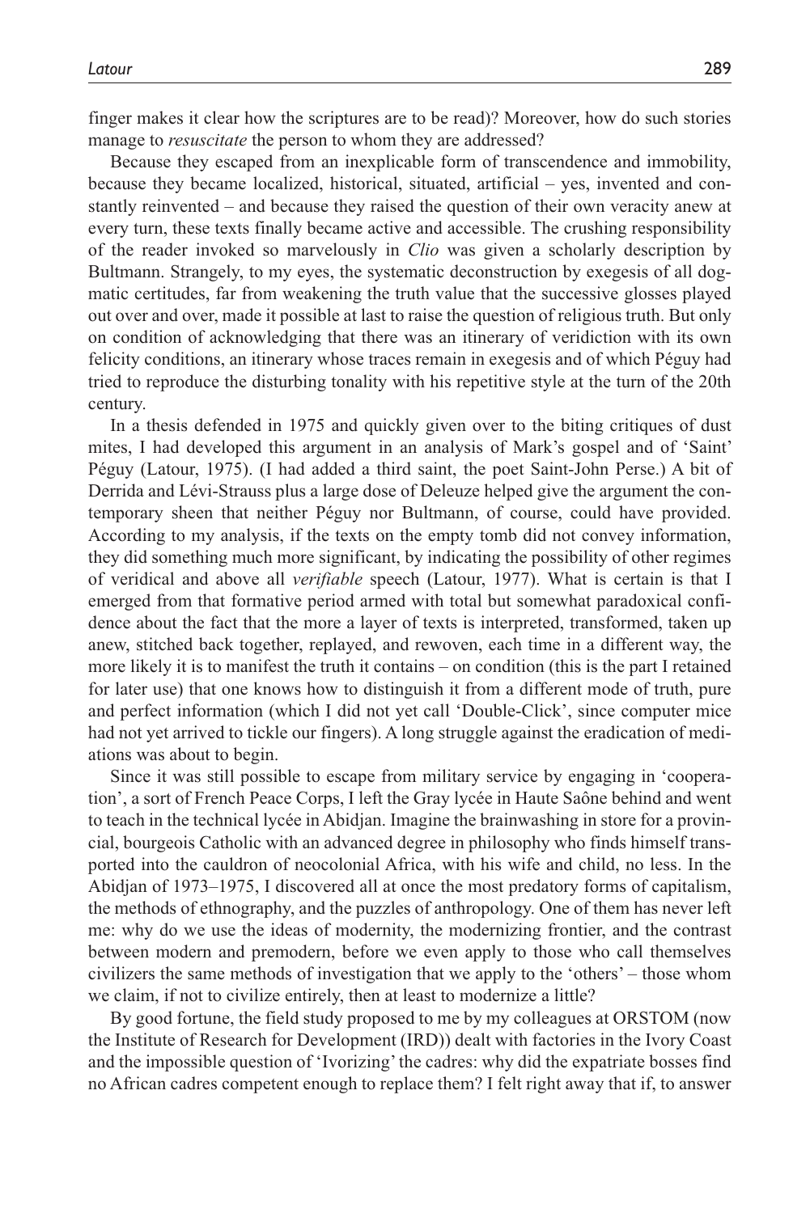finger makes it clear how the scriptures are to be read)? Moreover, how do such stories manage to *resuscitate* the person to whom they are addressed?

Because they escaped from an inexplicable form of transcendence and immobility, because they became localized, historical, situated, artificial – yes, invented and constantly reinvented – and because they raised the question of their own veracity anew at every turn, these texts finally became active and accessible. The crushing responsibility of the reader invoked so marvelously in *Clio* was given a scholarly description by Bultmann. Strangely, to my eyes, the systematic deconstruction by exegesis of all dogmatic certitudes, far from weakening the truth value that the successive glosses played out over and over, made it possible at last to raise the question of religious truth. But only on condition of acknowledging that there was an itinerary of veridiction with its own felicity conditions, an itinerary whose traces remain in exegesis and of which Péguy had tried to reproduce the disturbing tonality with his repetitive style at the turn of the 20th century.

In a thesis defended in 1975 and quickly given over to the biting critiques of dust mites, I had developed this argument in an analysis of Mark's gospel and of 'Saint' Péguy (Latour, 1975). (I had added a third saint, the poet Saint-John Perse.) A bit of Derrida and Lévi-Strauss plus a large dose of Deleuze helped give the argument the contemporary sheen that neither Péguy nor Bultmann, of course, could have provided. According to my analysis, if the texts on the empty tomb did not convey information, they did something much more significant, by indicating the possibility of other regimes of veridical and above all *verifiable* speech (Latour, 1977). What is certain is that I emerged from that formative period armed with total but somewhat paradoxical confidence about the fact that the more a layer of texts is interpreted, transformed, taken up anew, stitched back together, replayed, and rewoven, each time in a different way, the more likely it is to manifest the truth it contains – on condition (this is the part I retained for later use) that one knows how to distinguish it from a different mode of truth, pure and perfect information (which I did not yet call 'Double-Click', since computer mice had not yet arrived to tickle our fingers). A long struggle against the eradication of mediations was about to begin.

Since it was still possible to escape from military service by engaging in 'cooperation', a sort of French Peace Corps, I left the Gray lycée in Haute Saône behind and went to teach in the technical lycée in Abidjan. Imagine the brainwashing in store for a provincial, bourgeois Catholic with an advanced degree in philosophy who finds himself transported into the cauldron of neocolonial Africa, with his wife and child, no less. In the Abidjan of 1973–1975, I discovered all at once the most predatory forms of capitalism, the methods of ethnography, and the puzzles of anthropology. One of them has never left me: why do we use the ideas of modernity, the modernizing frontier, and the contrast between modern and premodern, before we even apply to those who call themselves civilizers the same methods of investigation that we apply to the 'others' – those whom we claim, if not to civilize entirely, then at least to modernize a little?

By good fortune, the field study proposed to me by my colleagues at ORSTOM (now the Institute of Research for Development (IRD)) dealt with factories in the Ivory Coast and the impossible question of 'Ivorizing' the cadres: why did the expatriate bosses find no African cadres competent enough to replace them? I felt right away that if, to answer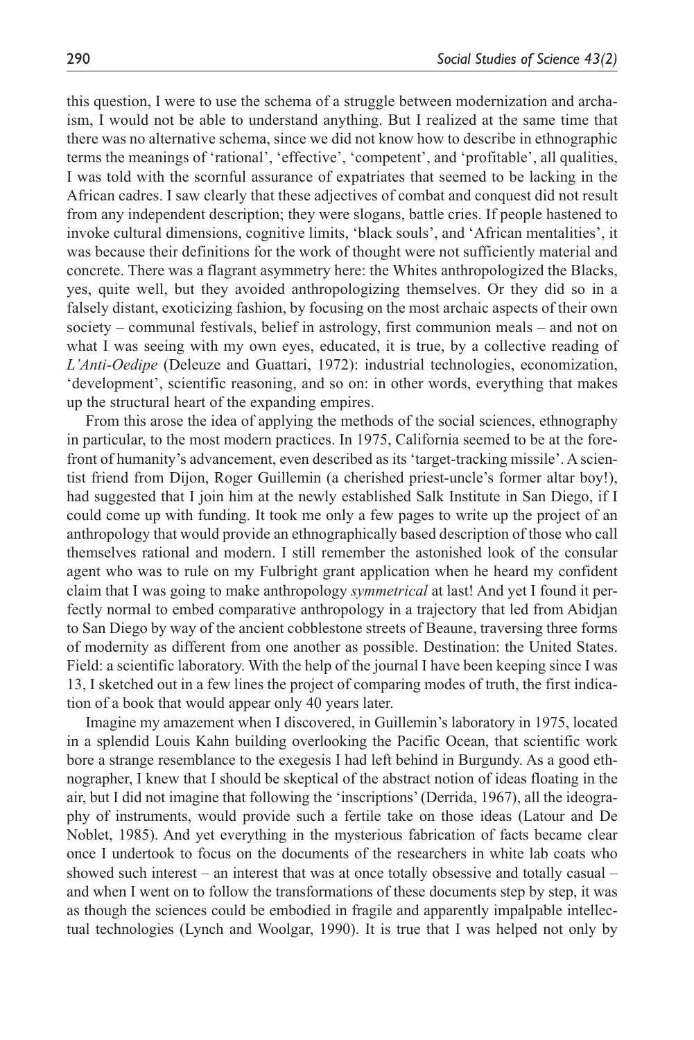this question, I were to use the schema of a struggle between modernization and archaism, I would not be able to understand anything. But I realized at the same time that there was no alternative schema, since we did not know how to describe in ethnographic terms the meanings of 'rational', 'effective', 'competent', and 'profitable', all qualities, I was told with the scornful assurance of expatriates that seemed to be lacking in the African cadres. I saw clearly that these adjectives of combat and conquest did not result from any independent description; they were slogans, battle cries. If people hastened to invoke cultural dimensions, cognitive limits, 'black souls', and 'African mentalities', it was because their definitions for the work of thought were not sufficiently material and concrete. There was a flagrant asymmetry here: the Whites anthropologized the Blacks, yes, quite well, but they avoided anthropologizing themselves. Or they did so in a falsely distant, exoticizing fashion, by focusing on the most archaic aspects of their own society – communal festivals, belief in astrology, first communion meals – and not on what I was seeing with my own eyes, educated, it is true, by a collective reading of *L'Anti-Oedipe* (Deleuze and Guattari, 1972): industrial technologies, economization, 'development', scientific reasoning, and so on: in other words, everything that makes up the structural heart of the expanding empires.

From this arose the idea of applying the methods of the social sciences, ethnography in particular, to the most modern practices. In 1975, California seemed to be at the forefront of humanity's advancement, even described as its 'target-tracking missile'. A scientist friend from Dijon, Roger Guillemin (a cherished priest-uncle's former altar boy!), had suggested that I join him at the newly established Salk Institute in San Diego, if I could come up with funding. It took me only a few pages to write up the project of an anthropology that would provide an ethnographically based description of those who call themselves rational and modern. I still remember the astonished look of the consular agent who was to rule on my Fulbright grant application when he heard my confident claim that I was going to make anthropology *symmetrical* at last! And yet I found it perfectly normal to embed comparative anthropology in a trajectory that led from Abidjan to San Diego by way of the ancient cobblestone streets of Beaune, traversing three forms of modernity as different from one another as possible. Destination: the United States. Field: a scientific laboratory. With the help of the journal I have been keeping since I was 13, I sketched out in a few lines the project of comparing modes of truth, the first indication of a book that would appear only 40 years later.

Imagine my amazement when I discovered, in Guillemin's laboratory in 1975, located in a splendid Louis Kahn building overlooking the Pacific Ocean, that scientific work bore a strange resemblance to the exegesis I had left behind in Burgundy. As a good ethnographer, I knew that I should be skeptical of the abstract notion of ideas floating in the air, but I did not imagine that following the 'inscriptions' (Derrida, 1967), all the ideography of instruments, would provide such a fertile take on those ideas (Latour and De Noblet, 1985). And yet everything in the mysterious fabrication of facts became clear once I undertook to focus on the documents of the researchers in white lab coats who showed such interest – an interest that was at once totally obsessive and totally casual – and when I went on to follow the transformations of these documents step by step, it was as though the sciences could be embodied in fragile and apparently impalpable intellectual technologies (Lynch and Woolgar, 1990). It is true that I was helped not only by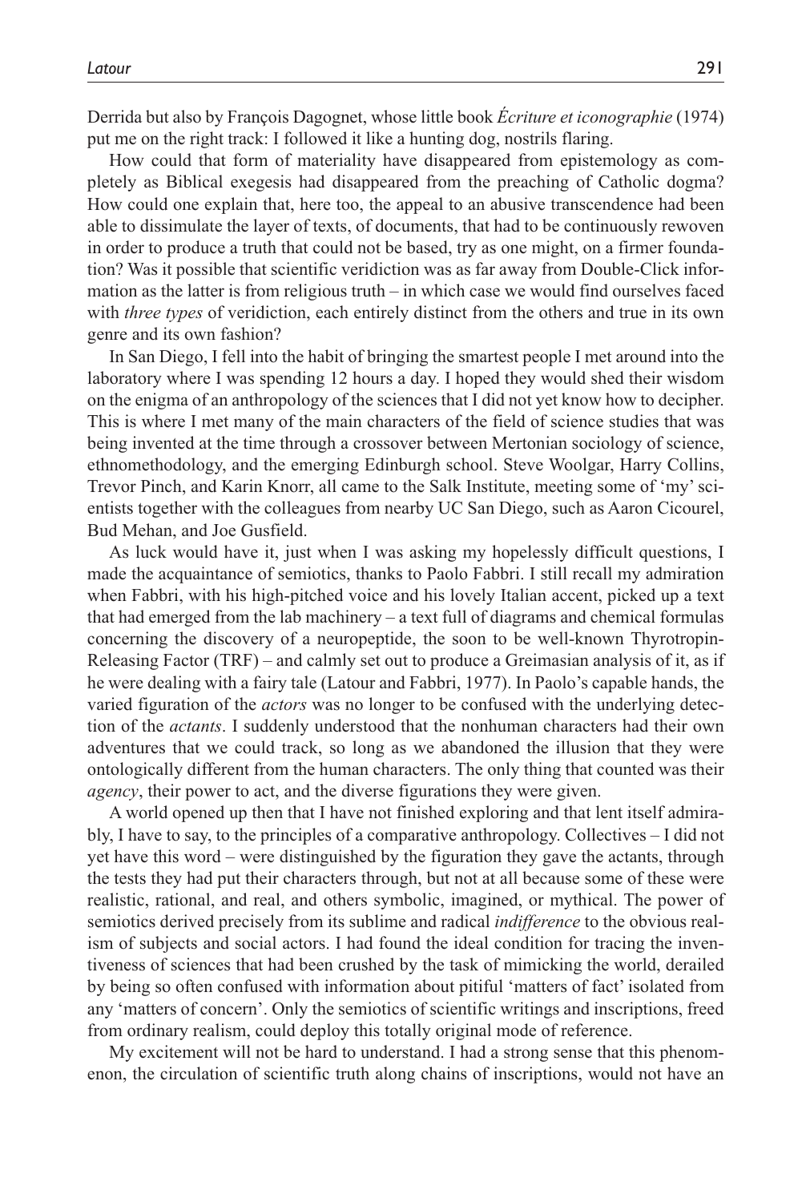Derrida but also by François Dagognet, whose little book *Écriture et iconographie* (1974) put me on the right track: I followed it like a hunting dog, nostrils flaring.

How could that form of materiality have disappeared from epistemology as completely as Biblical exegesis had disappeared from the preaching of Catholic dogma? How could one explain that, here too, the appeal to an abusive transcendence had been able to dissimulate the layer of texts, of documents, that had to be continuously rewoven in order to produce a truth that could not be based, try as one might, on a firmer foundation? Was it possible that scientific veridiction was as far away from Double-Click information as the latter is from religious truth – in which case we would find ourselves faced with *three types* of veridiction, each entirely distinct from the others and true in its own genre and its own fashion?

In San Diego, I fell into the habit of bringing the smartest people I met around into the laboratory where I was spending 12 hours a day. I hoped they would shed their wisdom on the enigma of an anthropology of the sciences that I did not yet know how to decipher. This is where I met many of the main characters of the field of science studies that was being invented at the time through a crossover between Mertonian sociology of science, ethnomethodology, and the emerging Edinburgh school. Steve Woolgar, Harry Collins, Trevor Pinch, and Karin Knorr, all came to the Salk Institute, meeting some of 'my' scientists together with the colleagues from nearby UC San Diego, such as Aaron Cicourel, Bud Mehan, and Joe Gusfield.

As luck would have it, just when I was asking my hopelessly difficult questions, I made the acquaintance of semiotics, thanks to Paolo Fabbri. I still recall my admiration when Fabbri, with his high-pitched voice and his lovely Italian accent, picked up a text that had emerged from the lab machinery – a text full of diagrams and chemical formulas concerning the discovery of a neuropeptide, the soon to be well-known Thyrotropin-Releasing Factor (TRF) – and calmly set out to produce a Greimasian analysis of it, as if he were dealing with a fairy tale (Latour and Fabbri, 1977). In Paolo's capable hands, the varied figuration of the *actors* was no longer to be confused with the underlying detection of the *actants*. I suddenly understood that the nonhuman characters had their own adventures that we could track, so long as we abandoned the illusion that they were ontologically different from the human characters. The only thing that counted was their *agency*, their power to act, and the diverse figurations they were given.

A world opened up then that I have not finished exploring and that lent itself admirably, I have to say, to the principles of a comparative anthropology. Collectives – I did not yet have this word – were distinguished by the figuration they gave the actants, through the tests they had put their characters through, but not at all because some of these were realistic, rational, and real, and others symbolic, imagined, or mythical. The power of semiotics derived precisely from its sublime and radical *indifference* to the obvious realism of subjects and social actors. I had found the ideal condition for tracing the inventiveness of sciences that had been crushed by the task of mimicking the world, derailed by being so often confused with information about pitiful 'matters of fact' isolated from any 'matters of concern'. Only the semiotics of scientific writings and inscriptions, freed from ordinary realism, could deploy this totally original mode of reference.

My excitement will not be hard to understand. I had a strong sense that this phenomenon, the circulation of scientific truth along chains of inscriptions, would not have an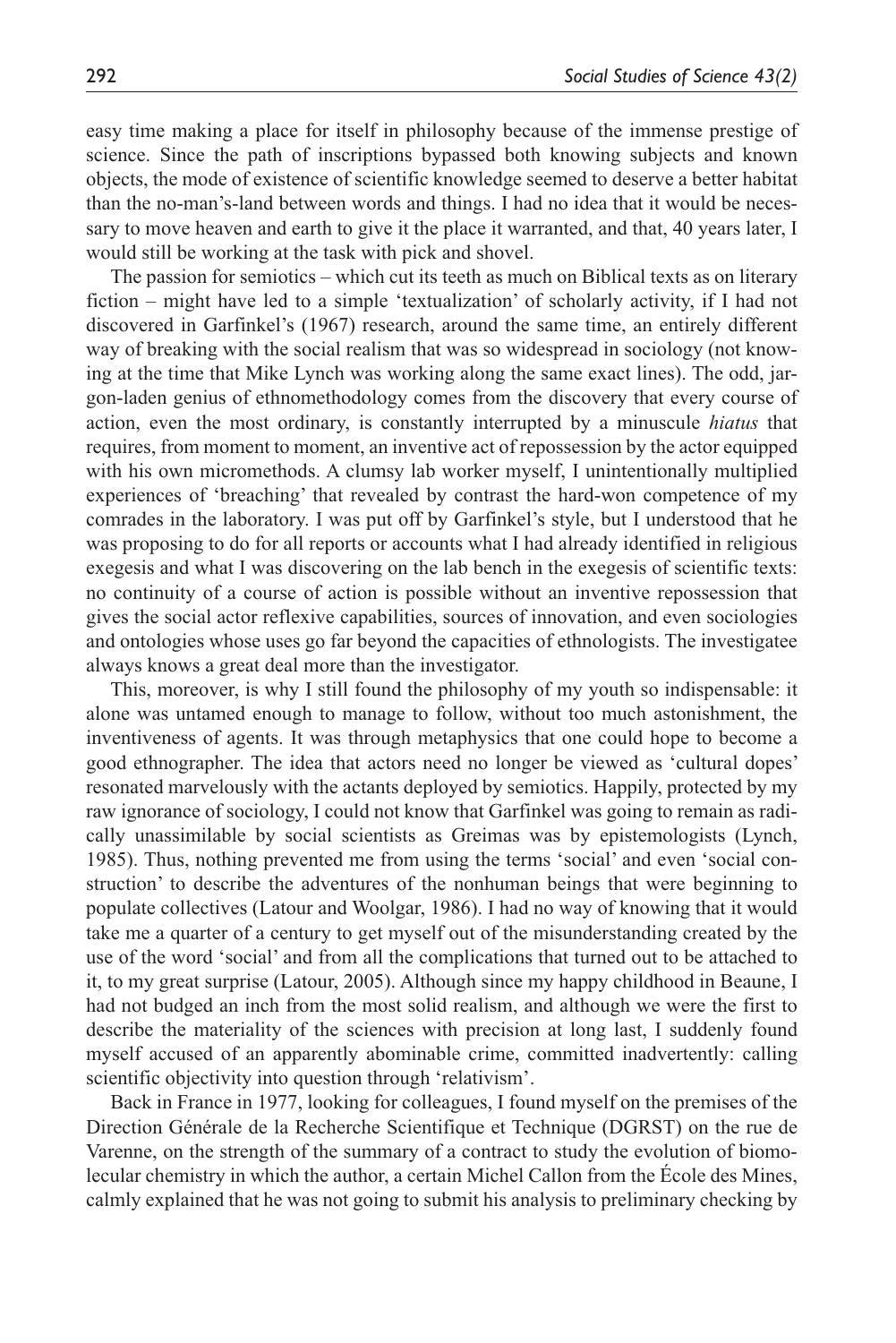easy time making a place for itself in philosophy because of the immense prestige of science. Since the path of inscriptions bypassed both knowing subjects and known objects, the mode of existence of scientific knowledge seemed to deserve a better habitat than the no-man's-land between words and things. I had no idea that it would be necessary to move heaven and earth to give it the place it warranted, and that, 40 years later, I would still be working at the task with pick and shovel.

The passion for semiotics – which cut its teeth as much on Biblical texts as on literary fiction – might have led to a simple 'textualization' of scholarly activity, if I had not discovered in Garfinkel's (1967) research, around the same time, an entirely different way of breaking with the social realism that was so widespread in sociology (not knowing at the time that Mike Lynch was working along the same exact lines). The odd, jargon-laden genius of ethnomethodology comes from the discovery that every course of action, even the most ordinary, is constantly interrupted by a minuscule *hiatus* that requires, from moment to moment, an inventive act of repossession by the actor equipped with his own micromethods. A clumsy lab worker myself, I unintentionally multiplied experiences of 'breaching' that revealed by contrast the hard-won competence of my comrades in the laboratory. I was put off by Garfinkel's style, but I understood that he was proposing to do for all reports or accounts what I had already identified in religious exegesis and what I was discovering on the lab bench in the exegesis of scientific texts: no continuity of a course of action is possible without an inventive repossession that gives the social actor reflexive capabilities, sources of innovation, and even sociologies and ontologies whose uses go far beyond the capacities of ethnologists. The investigatee always knows a great deal more than the investigator.

This, moreover, is why I still found the philosophy of my youth so indispensable: it alone was untamed enough to manage to follow, without too much astonishment, the inventiveness of agents. It was through metaphysics that one could hope to become a good ethnographer. The idea that actors need no longer be viewed as 'cultural dopes' resonated marvelously with the actants deployed by semiotics. Happily, protected by my raw ignorance of sociology, I could not know that Garfinkel was going to remain as radically unassimilable by social scientists as Greimas was by epistemologists (Lynch, 1985). Thus, nothing prevented me from using the terms 'social' and even 'social construction' to describe the adventures of the nonhuman beings that were beginning to populate collectives (Latour and Woolgar, 1986). I had no way of knowing that it would take me a quarter of a century to get myself out of the misunderstanding created by the use of the word 'social' and from all the complications that turned out to be attached to it, to my great surprise (Latour, 2005). Although since my happy childhood in Beaune, I had not budged an inch from the most solid realism, and although we were the first to describe the materiality of the sciences with precision at long last, I suddenly found myself accused of an apparently abominable crime, committed inadvertently: calling scientific objectivity into question through 'relativism'.

Back in France in 1977, looking for colleagues, I found myself on the premises of the Direction Générale de la Recherche Scientifique et Technique (DGRST) on the rue de Varenne, on the strength of the summary of a contract to study the evolution of biomolecular chemistry in which the author, a certain Michel Callon from the École des Mines, calmly explained that he was not going to submit his analysis to preliminary checking by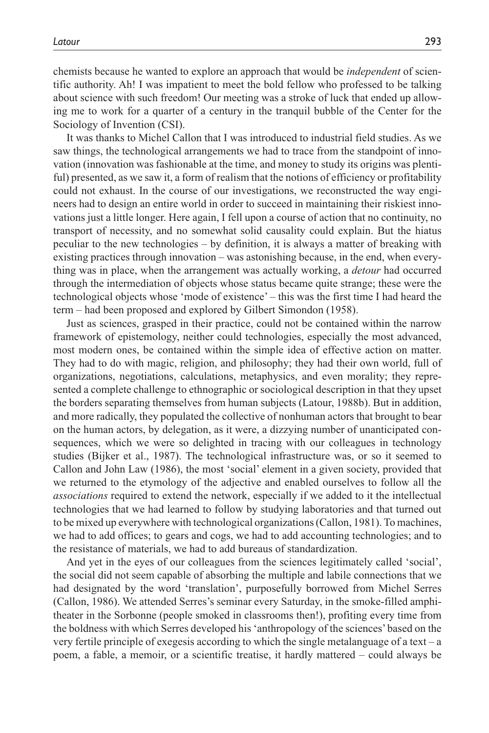chemists because he wanted to explore an approach that would be *independent* of scientific authority. Ah! I was impatient to meet the bold fellow who professed to be talking about science with such freedom! Our meeting was a stroke of luck that ended up allowing me to work for a quarter of a century in the tranquil bubble of the Center for the Sociology of Invention (CSI).

It was thanks to Michel Callon that I was introduced to industrial field studies. As we saw things, the technological arrangements we had to trace from the standpoint of innovation (innovation was fashionable at the time, and money to study its origins was plentiful) presented, as we saw it, a form of realism that the notions of efficiency or profitability could not exhaust. In the course of our investigations, we reconstructed the way engineers had to design an entire world in order to succeed in maintaining their riskiest innovations just a little longer. Here again, I fell upon a course of action that no continuity, no transport of necessity, and no somewhat solid causality could explain. But the hiatus peculiar to the new technologies – by definition, it is always a matter of breaking with existing practices through innovation – was astonishing because, in the end, when everything was in place, when the arrangement was actually working, a *detour* had occurred through the intermediation of objects whose status became quite strange; these were the technological objects whose 'mode of existence' – this was the first time I had heard the term – had been proposed and explored by Gilbert Simondon (1958).

Just as sciences, grasped in their practice, could not be contained within the narrow framework of epistemology, neither could technologies, especially the most advanced, most modern ones, be contained within the simple idea of effective action on matter. They had to do with magic, religion, and philosophy; they had their own world, full of organizations, negotiations, calculations, metaphysics, and even morality; they represented a complete challenge to ethnographic or sociological description in that they upset the borders separating themselves from human subjects (Latour, 1988b). But in addition, and more radically, they populated the collective of nonhuman actors that brought to bear on the human actors, by delegation, as it were, a dizzying number of unanticipated consequences, which we were so delighted in tracing with our colleagues in technology studies (Bijker et al., 1987). The technological infrastructure was, or so it seemed to Callon and John Law (1986), the most 'social' element in a given society, provided that we returned to the etymology of the adjective and enabled ourselves to follow all the *associations* required to extend the network, especially if we added to it the intellectual technologies that we had learned to follow by studying laboratories and that turned out to be mixed up everywhere with technological organizations (Callon, 1981). To machines, we had to add offices; to gears and cogs, we had to add accounting technologies; and to the resistance of materials, we had to add bureaus of standardization.

And yet in the eyes of our colleagues from the sciences legitimately called 'social', the social did not seem capable of absorbing the multiple and labile connections that we had designated by the word 'translation', purposefully borrowed from Michel Serres (Callon, 1986). We attended Serres's seminar every Saturday, in the smoke-filled amphitheater in the Sorbonne (people smoked in classrooms then!), profiting every time from the boldness with which Serres developed his 'anthropology of the sciences' based on the very fertile principle of exegesis according to which the single metalanguage of a text – a poem, a fable, a memoir, or a scientific treatise, it hardly mattered – could always be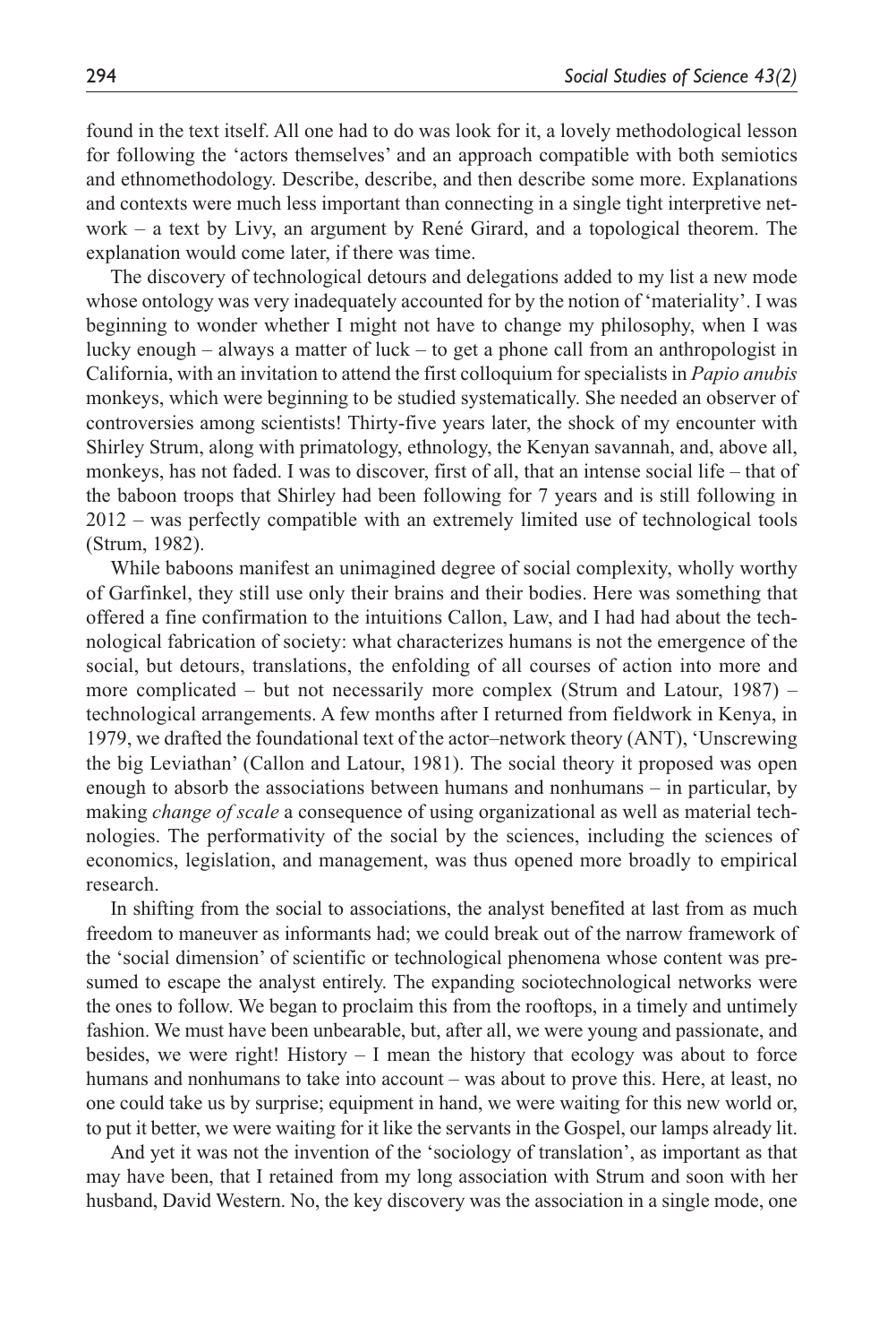found in the text itself. All one had to do was look for it, a lovely methodological lesson for following the 'actors themselves' and an approach compatible with both semiotics and ethnomethodology. Describe, describe, and then describe some more. Explanations and contexts were much less important than connecting in a single tight interpretive network – a text by Livy, an argument by René Girard, and a topological theorem. The explanation would come later, if there was time.

The discovery of technological detours and delegations added to my list a new mode whose ontology was very inadequately accounted for by the notion of 'materiality'. I was beginning to wonder whether I might not have to change my philosophy, when I was lucky enough – always a matter of luck – to get a phone call from an anthropologist in California, with an invitation to attend the first colloquium for specialists in *Papio anubis* monkeys, which were beginning to be studied systematically. She needed an observer of controversies among scientists! Thirty-five years later, the shock of my encounter with Shirley Strum, along with primatology, ethnology, the Kenyan savannah, and, above all, monkeys, has not faded. I was to discover, first of all, that an intense social life – that of the baboon troops that Shirley had been following for 7 years and is still following in 2012 – was perfectly compatible with an extremely limited use of technological tools (Strum, 1982).

While baboons manifest an unimagined degree of social complexity, wholly worthy of Garfinkel, they still use only their brains and their bodies. Here was something that offered a fine confirmation to the intuitions Callon, Law, and I had had about the technological fabrication of society: what characterizes humans is not the emergence of the social, but detours, translations, the enfolding of all courses of action into more and more complicated – but not necessarily more complex (Strum and Latour, 1987) – technological arrangements. A few months after I returned from fieldwork in Kenya, in 1979, we drafted the foundational text of the actor–network theory (ANT), 'Unscrewing the big Leviathan' (Callon and Latour, 1981). The social theory it proposed was open enough to absorb the associations between humans and nonhumans – in particular, by making *change of scale* a consequence of using organizational as well as material technologies. The performativity of the social by the sciences, including the sciences of economics, legislation, and management, was thus opened more broadly to empirical research.

In shifting from the social to associations, the analyst benefited at last from as much freedom to maneuver as informants had; we could break out of the narrow framework of the 'social dimension' of scientific or technological phenomena whose content was presumed to escape the analyst entirely. The expanding sociotechnological networks were the ones to follow. We began to proclaim this from the rooftops, in a timely and untimely fashion. We must have been unbearable, but, after all, we were young and passionate, and besides, we were right! History – I mean the history that ecology was about to force humans and nonhumans to take into account – was about to prove this. Here, at least, no one could take us by surprise; equipment in hand, we were waiting for this new world or, to put it better, we were waiting for it like the servants in the Gospel, our lamps already lit.

And yet it was not the invention of the 'sociology of translation', as important as that may have been, that I retained from my long association with Strum and soon with her husband, David Western. No, the key discovery was the association in a single mode, one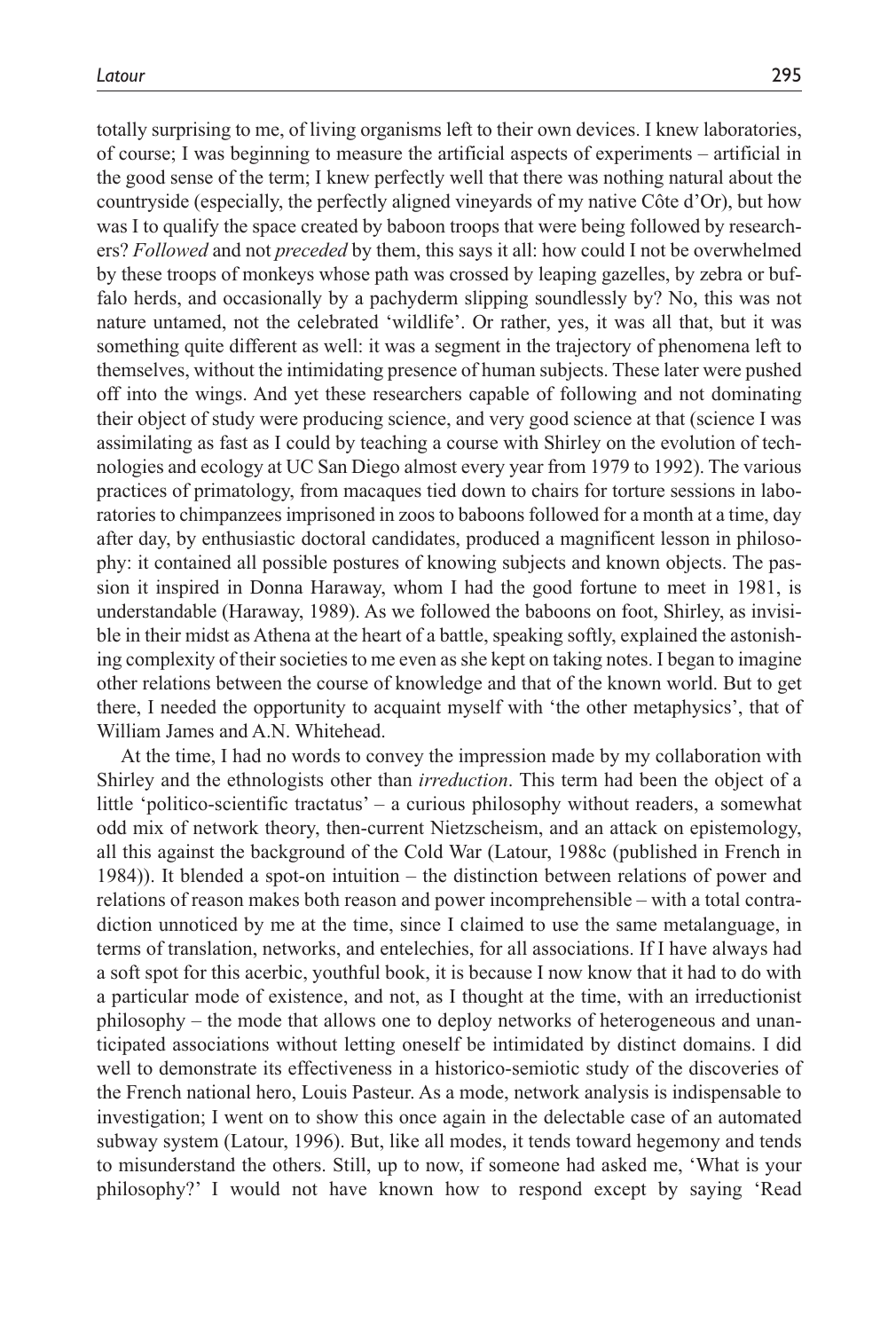totally surprising to me, of living organisms left to their own devices. I knew laboratories, of course; I was beginning to measure the artificial aspects of experiments – artificial in the good sense of the term; I knew perfectly well that there was nothing natural about the countryside (especially, the perfectly aligned vineyards of my native Côte d'Or), but how was I to qualify the space created by baboon troops that were being followed by researchers? *Followed* and not *preceded* by them, this says it all: how could I not be overwhelmed by these troops of monkeys whose path was crossed by leaping gazelles, by zebra or buffalo herds, and occasionally by a pachyderm slipping soundlessly by? No, this was not nature untamed, not the celebrated 'wildlife'. Or rather, yes, it was all that, but it was something quite different as well: it was a segment in the trajectory of phenomena left to themselves, without the intimidating presence of human subjects. These later were pushed off into the wings. And yet these researchers capable of following and not dominating their object of study were producing science, and very good science at that (science I was assimilating as fast as I could by teaching a course with Shirley on the evolution of technologies and ecology at UC San Diego almost every year from 1979 to 1992). The various practices of primatology, from macaques tied down to chairs for torture sessions in laboratories to chimpanzees imprisoned in zoos to baboons followed for a month at a time, day after day, by enthusiastic doctoral candidates, produced a magnificent lesson in philosophy: it contained all possible postures of knowing subjects and known objects. The passion it inspired in Donna Haraway, whom I had the good fortune to meet in 1981, is understandable (Haraway, 1989). As we followed the baboons on foot, Shirley, as invisible in their midst as Athena at the heart of a battle, speaking softly, explained the astonishing complexity of their societies to me even as she kept on taking notes. I began to imagine other relations between the course of knowledge and that of the known world. But to get there, I needed the opportunity to acquaint myself with 'the other metaphysics', that of William James and A.N. Whitehead.

At the time, I had no words to convey the impression made by my collaboration with Shirley and the ethnologists other than *irreduction*. This term had been the object of a little 'politico-scientific tractatus' – a curious philosophy without readers, a somewhat odd mix of network theory, then-current Nietzscheism, and an attack on epistemology, all this against the background of the Cold War (Latour, 1988c (published in French in 1984)). It blended a spot-on intuition – the distinction between relations of power and relations of reason makes both reason and power incomprehensible – with a total contradiction unnoticed by me at the time, since I claimed to use the same metalanguage, in terms of translation, networks, and entelechies, for all associations. If I have always had a soft spot for this acerbic, youthful book, it is because I now know that it had to do with a particular mode of existence, and not, as I thought at the time, with an irreductionist philosophy – the mode that allows one to deploy networks of heterogeneous and unanticipated associations without letting oneself be intimidated by distinct domains. I did well to demonstrate its effectiveness in a historico-semiotic study of the discoveries of the French national hero, Louis Pasteur. As a mode, network analysis is indispensable to investigation; I went on to show this once again in the delectable case of an automated subway system (Latour, 1996). But, like all modes, it tends toward hegemony and tends to misunderstand the others. Still, up to now, if someone had asked me, 'What is your philosophy?' I would not have known how to respond except by saying 'Read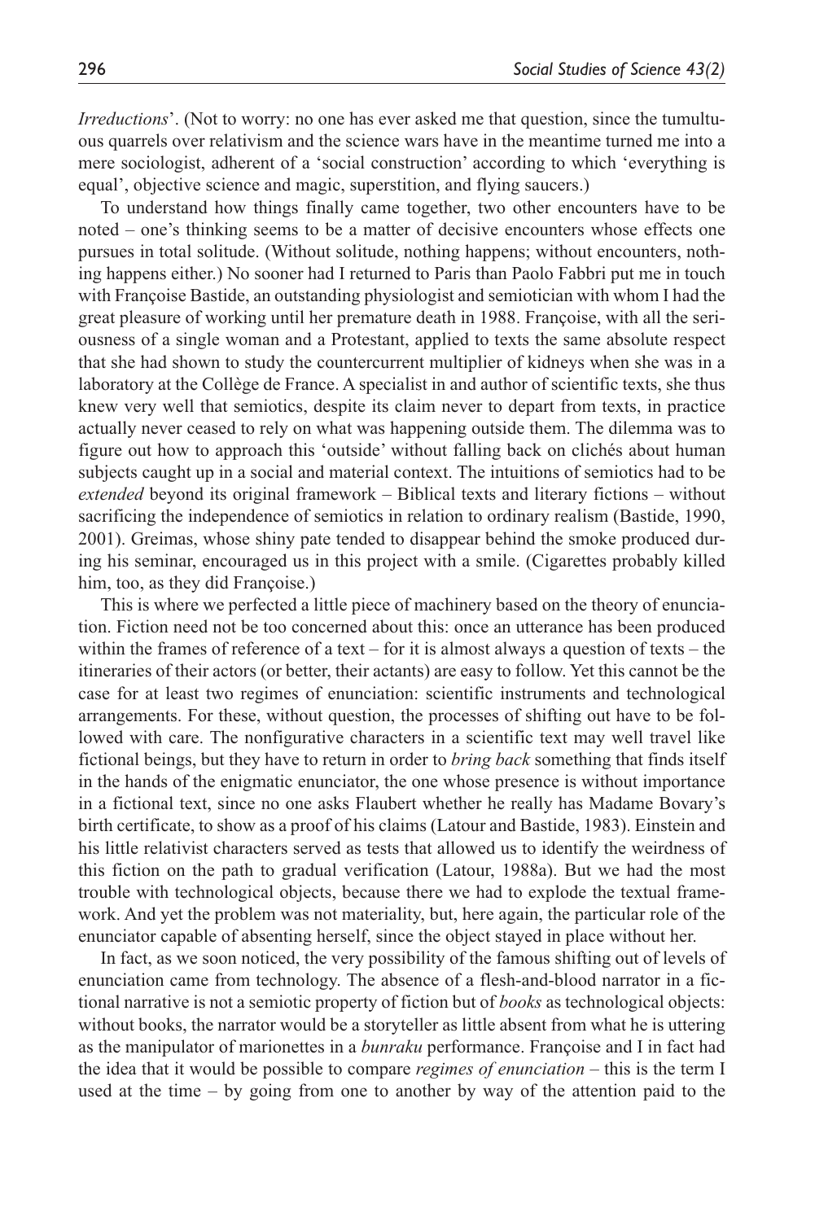*Irreductions*'. (Not to worry: no one has ever asked me that question, since the tumultuous quarrels over relativism and the science wars have in the meantime turned me into a mere sociologist, adherent of a 'social construction' according to which 'everything is equal', objective science and magic, superstition, and flying saucers.)

To understand how things finally came together, two other encounters have to be noted – one's thinking seems to be a matter of decisive encounters whose effects one pursues in total solitude. (Without solitude, nothing happens; without encounters, nothing happens either.) No sooner had I returned to Paris than Paolo Fabbri put me in touch with Françoise Bastide, an outstanding physiologist and semiotician with whom I had the great pleasure of working until her premature death in 1988. Françoise, with all the seriousness of a single woman and a Protestant, applied to texts the same absolute respect that she had shown to study the countercurrent multiplier of kidneys when she was in a laboratory at the Collège de France. A specialist in and author of scientific texts, she thus knew very well that semiotics, despite its claim never to depart from texts, in practice actually never ceased to rely on what was happening outside them. The dilemma was to figure out how to approach this 'outside' without falling back on clichés about human subjects caught up in a social and material context. The intuitions of semiotics had to be *extended* beyond its original framework – Biblical texts and literary fictions – without sacrificing the independence of semiotics in relation to ordinary realism (Bastide, 1990, 2001). Greimas, whose shiny pate tended to disappear behind the smoke produced during his seminar, encouraged us in this project with a smile. (Cigarettes probably killed him, too, as they did Françoise.)

This is where we perfected a little piece of machinery based on the theory of enunciation. Fiction need not be too concerned about this: once an utterance has been produced within the frames of reference of a text – for it is almost always a question of texts – the itineraries of their actors (or better, their actants) are easy to follow. Yet this cannot be the case for at least two regimes of enunciation: scientific instruments and technological arrangements. For these, without question, the processes of shifting out have to be followed with care. The nonfigurative characters in a scientific text may well travel like fictional beings, but they have to return in order to *bring back* something that finds itself in the hands of the enigmatic enunciator, the one whose presence is without importance in a fictional text, since no one asks Flaubert whether he really has Madame Bovary's birth certificate, to show as a proof of his claims (Latour and Bastide, 1983). Einstein and his little relativist characters served as tests that allowed us to identify the weirdness of this fiction on the path to gradual verification (Latour, 1988a). But we had the most trouble with technological objects, because there we had to explode the textual framework. And yet the problem was not materiality, but, here again, the particular role of the enunciator capable of absenting herself, since the object stayed in place without her.

In fact, as we soon noticed, the very possibility of the famous shifting out of levels of enunciation came from technology. The absence of a flesh-and-blood narrator in a fictional narrative is not a semiotic property of fiction but of *books* as technological objects: without books, the narrator would be a storyteller as little absent from what he is uttering as the manipulator of marionettes in a *bunraku* performance. Françoise and I in fact had the idea that it would be possible to compare *regimes of enunciation* – this is the term I used at the time – by going from one to another by way of the attention paid to the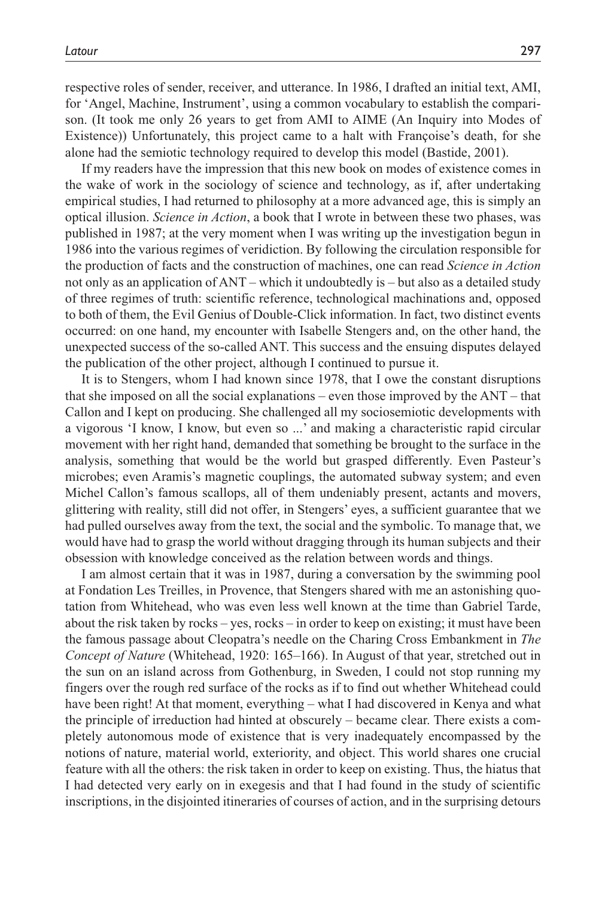respective roles of sender, receiver, and utterance. In 1986, I drafted an initial text, AMI, for 'Angel, Machine, Instrument', using a common vocabulary to establish the comparison. (It took me only 26 years to get from AMI to AIME (An Inquiry into Modes of Existence)) Unfortunately, this project came to a halt with Françoise's death, for she alone had the semiotic technology required to develop this model (Bastide, 2001).

If my readers have the impression that this new book on modes of existence comes in the wake of work in the sociology of science and technology, as if, after undertaking empirical studies, I had returned to philosophy at a more advanced age, this is simply an optical illusion. *Science in Action*, a book that I wrote in between these two phases, was published in 1987; at the very moment when I was writing up the investigation begun in 1986 into the various regimes of veridiction. By following the circulation responsible for the production of facts and the construction of machines, one can read *Science in Action* not only as an application of ANT – which it undoubtedly is – but also as a detailed study of three regimes of truth: scientific reference, technological machinations and, opposed to both of them, the Evil Genius of Double-Click information. In fact, two distinct events occurred: on one hand, my encounter with Isabelle Stengers and, on the other hand, the unexpected success of the so-called ANT. This success and the ensuing disputes delayed the publication of the other project, although I continued to pursue it.

It is to Stengers, whom I had known since 1978, that I owe the constant disruptions that she imposed on all the social explanations – even those improved by the ANT – that Callon and I kept on producing. She challenged all my sociosemiotic developments with a vigorous 'I know, I know, but even so ...' and making a characteristic rapid circular movement with her right hand, demanded that something be brought to the surface in the analysis, something that would be the world but grasped differently. Even Pasteur's microbes; even Aramis's magnetic couplings, the automated subway system; and even Michel Callon's famous scallops, all of them undeniably present, actants and movers, glittering with reality, still did not offer, in Stengers' eyes, a sufficient guarantee that we had pulled ourselves away from the text, the social and the symbolic. To manage that, we would have had to grasp the world without dragging through its human subjects and their obsession with knowledge conceived as the relation between words and things.

I am almost certain that it was in 1987, during a conversation by the swimming pool at Fondation Les Treilles, in Provence, that Stengers shared with me an astonishing quotation from Whitehead, who was even less well known at the time than Gabriel Tarde, about the risk taken by rocks – yes, rocks – in order to keep on existing; it must have been the famous passage about Cleopatra's needle on the Charing Cross Embankment in *The Concept of Nature* (Whitehead, 1920: 165–166). In August of that year, stretched out in the sun on an island across from Gothenburg, in Sweden, I could not stop running my fingers over the rough red surface of the rocks as if to find out whether Whitehead could have been right! At that moment, everything – what I had discovered in Kenya and what the principle of irreduction had hinted at obscurely – became clear. There exists a completely autonomous mode of existence that is very inadequately encompassed by the notions of nature, material world, exteriority, and object. This world shares one crucial feature with all the others: the risk taken in order to keep on existing. Thus, the hiatus that I had detected very early on in exegesis and that I had found in the study of scientific inscriptions, in the disjointed itineraries of courses of action, and in the surprising detours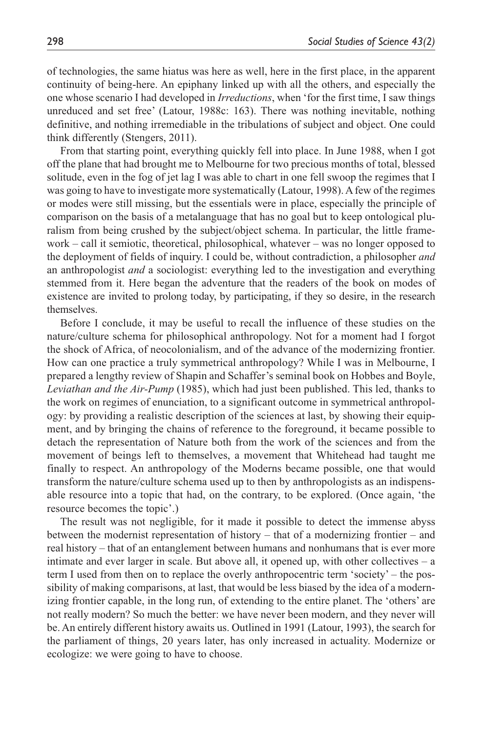of technologies, the same hiatus was here as well, here in the first place, in the apparent continuity of being-here. An epiphany linked up with all the others, and especially the one whose scenario I had developed in *Irreductions*, when 'for the first time, I saw things unreduced and set free' (Latour, 1988c: 163). There was nothing inevitable, nothing definitive, and nothing irremediable in the tribulations of subject and object. One could think differently (Stengers, 2011).

From that starting point, everything quickly fell into place. In June 1988, when I got off the plane that had brought me to Melbourne for two precious months of total, blessed solitude, even in the fog of jet lag I was able to chart in one fell swoop the regimes that I was going to have to investigate more systematically (Latour, 1998). A few of the regimes or modes were still missing, but the essentials were in place, especially the principle of comparison on the basis of a metalanguage that has no goal but to keep ontological pluralism from being crushed by the subject/object schema. In particular, the little framework – call it semiotic, theoretical, philosophical, whatever – was no longer opposed to the deployment of fields of inquiry. I could be, without contradiction, a philosopher *and* an anthropologist *and* a sociologist: everything led to the investigation and everything stemmed from it. Here began the adventure that the readers of the book on modes of existence are invited to prolong today, by participating, if they so desire, in the research themselves.

Before I conclude, it may be useful to recall the influence of these studies on the nature/culture schema for philosophical anthropology. Not for a moment had I forgot the shock of Africa, of neocolonialism, and of the advance of the modernizing frontier. How can one practice a truly symmetrical anthropology? While I was in Melbourne, I prepared a lengthy review of Shapin and Schaffer's seminal book on Hobbes and Boyle, *Leviathan and the Air-Pump* (1985), which had just been published. This led, thanks to the work on regimes of enunciation, to a significant outcome in symmetrical anthropology: by providing a realistic description of the sciences at last, by showing their equipment, and by bringing the chains of reference to the foreground, it became possible to detach the representation of Nature both from the work of the sciences and from the movement of beings left to themselves, a movement that Whitehead had taught me finally to respect. An anthropology of the Moderns became possible, one that would transform the nature/culture schema used up to then by anthropologists as an indispensable resource into a topic that had, on the contrary, to be explored. (Once again, 'the resource becomes the topic'.)

The result was not negligible, for it made it possible to detect the immense abyss between the modernist representation of history – that of a modernizing frontier – and real history – that of an entanglement between humans and nonhumans that is ever more intimate and ever larger in scale. But above all, it opened up, with other collectives – a term I used from then on to replace the overly anthropocentric term 'society' – the possibility of making comparisons, at last, that would be less biased by the idea of a modernizing frontier capable, in the long run, of extending to the entire planet. The 'others' are not really modern? So much the better: we have never been modern, and they never will be. An entirely different history awaits us. Outlined in 1991 (Latour, 1993), the search for the parliament of things, 20 years later, has only increased in actuality. Modernize or ecologize: we were going to have to choose.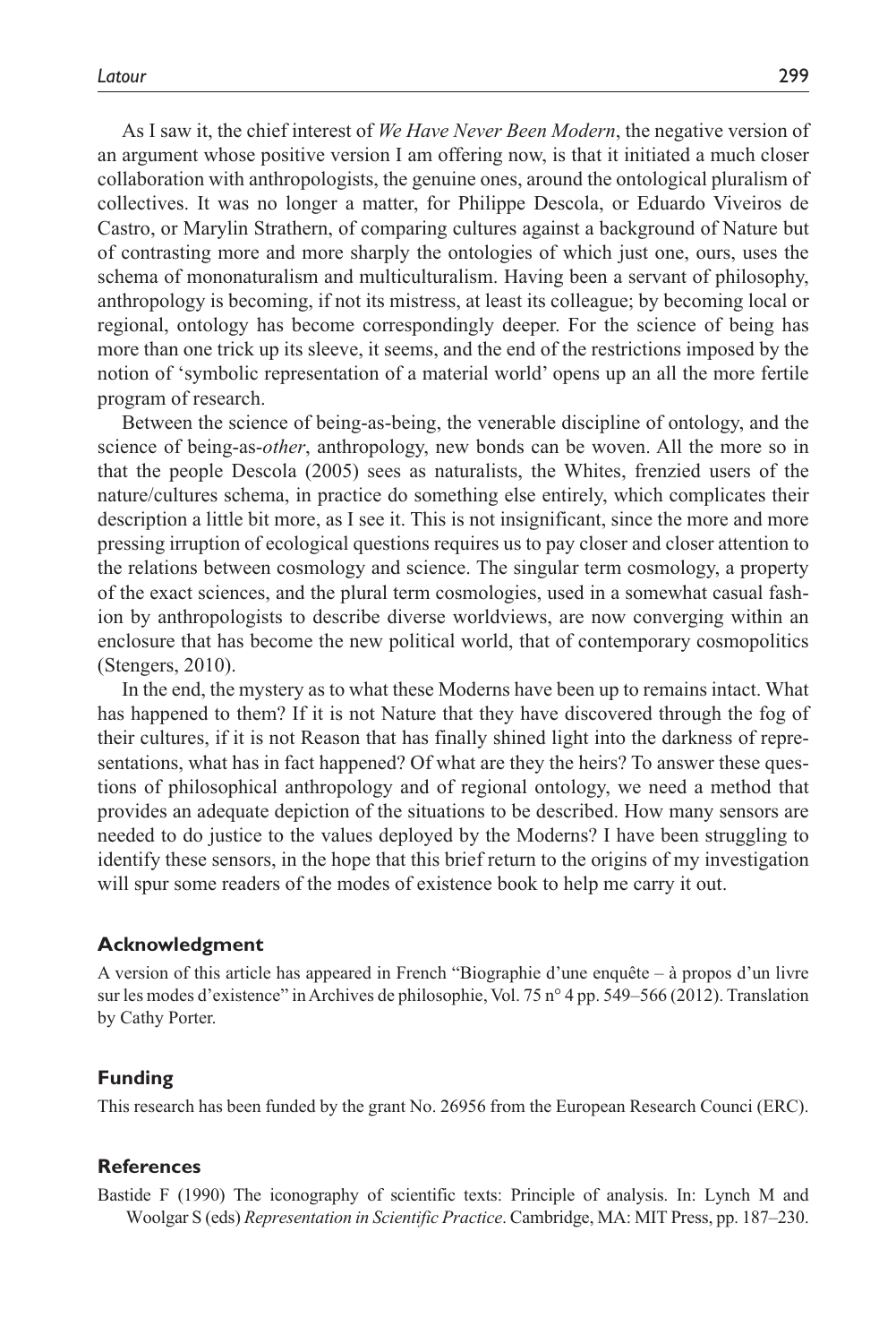As I saw it, the chief interest of *We Have Never Been Modern*, the negative version of an argument whose positive version I am offering now, is that it initiated a much closer collaboration with anthropologists, the genuine ones, around the ontological pluralism of collectives. It was no longer a matter, for Philippe Descola, or Eduardo Viveiros de Castro, or Marylin Strathern, of comparing cultures against a background of Nature but of contrasting more and more sharply the ontologies of which just one, ours, uses the schema of mononaturalism and multiculturalism. Having been a servant of philosophy, anthropology is becoming, if not its mistress, at least its colleague; by becoming local or regional, ontology has become correspondingly deeper. For the science of being has more than one trick up its sleeve, it seems, and the end of the restrictions imposed by the notion of 'symbolic representation of a material world' opens up an all the more fertile program of research.

Between the science of being-as-being, the venerable discipline of ontology, and the science of being-as-*other*, anthropology, new bonds can be woven. All the more so in that the people Descola (2005) sees as naturalists, the Whites, frenzied users of the nature/cultures schema, in practice do something else entirely, which complicates their description a little bit more, as I see it. This is not insignificant, since the more and more pressing irruption of ecological questions requires us to pay closer and closer attention to the relations between cosmology and science. The singular term cosmology, a property of the exact sciences, and the plural term cosmologies, used in a somewhat casual fashion by anthropologists to describe diverse worldviews, are now converging within an enclosure that has become the new political world, that of contemporary cosmopolitics (Stengers, 2010).

In the end, the mystery as to what these Moderns have been up to remains intact. What has happened to them? If it is not Nature that they have discovered through the fog of their cultures, if it is not Reason that has finally shined light into the darkness of representations, what has in fact happened? Of what are they the heirs? To answer these questions of philosophical anthropology and of regional ontology, we need a method that provides an adequate depiction of the situations to be described. How many sensors are needed to do justice to the values deployed by the Moderns? I have been struggling to identify these sensors, in the hope that this brief return to the origins of my investigation will spur some readers of the modes of existence book to help me carry it out.

### Acknowledgment

A version of this article has appeared in French "Biographie d'une enquête – à propos d'un livre sur les modes d'existence" in Archives de philosophie, Vol. 75 n° 4 pp. 549–566 (2012). Translation by Cathy Porter.

### Funding

This research has been funded by the grant No. 26956 from the European Research Counci (ERC).

### References

Bastide F (1990) The iconography of scientific texts: Principle of analysis. In: Lynch M and Woolgar S (eds) *Representation in Scientific Practice*. Cambridge, MA: MIT Press, pp. 187–230.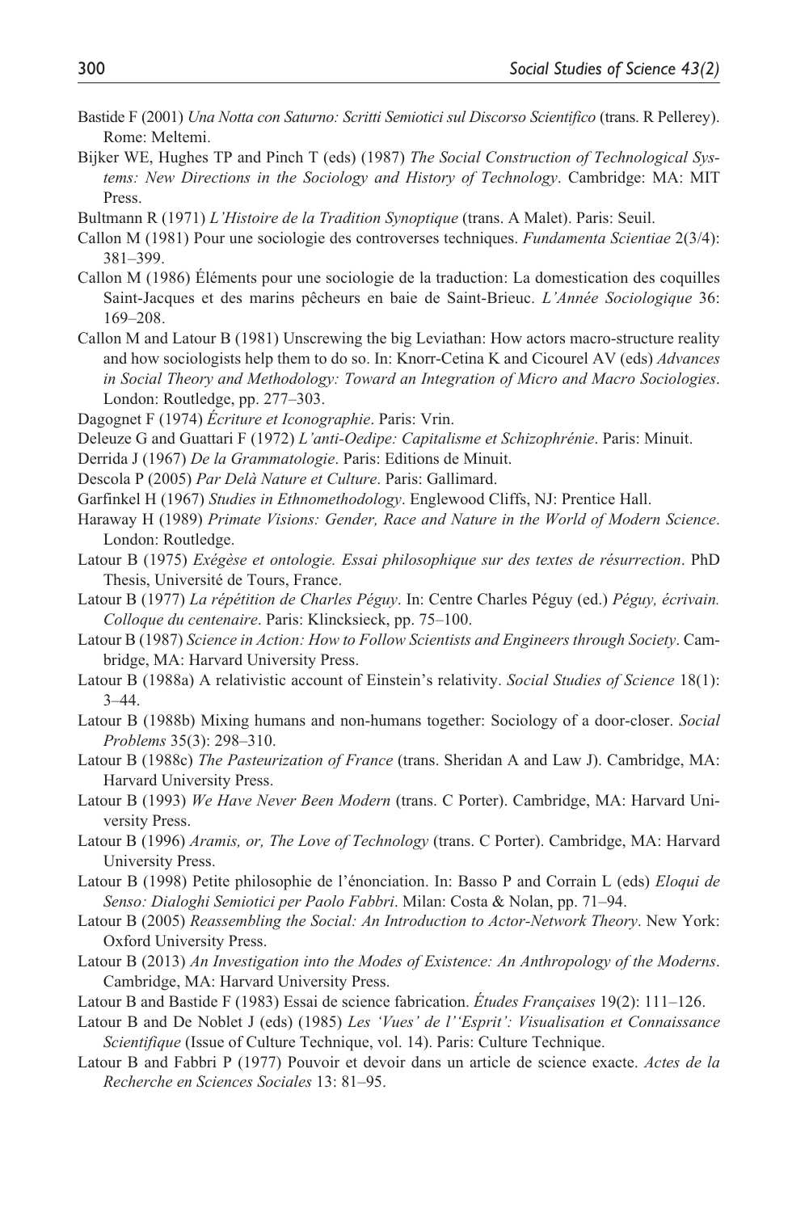Bastide F (2001) *Una Notta con Saturno: Scritti Semiotici sul Discorso Scientifico* (trans. R Pellerey). Rome: Meltemi.

Bijker WE, Hughes TP and Pinch T (eds) (1987) *The Social Construction of Technological Systems: New Directions in the Sociology and History of Technology*. Cambridge: MA: MIT Press.

Bultmann R (1971) *L'Histoire de la Tradition Synoptique* (trans. A Malet). Paris: Seuil.

Callon M (1981) Pour une sociologie des controverses techniques. *Fundamenta Scientiae* 2(3/4): 381–399.

Callon M (1986) Éléments pour une sociologie de la traduction: La domestication des coquilles Saint-Jacques et des marins pêcheurs en baie de Saint-Brieuc. *L'Année Sociologique* 36: 169–208.

Callon M and Latour B (1981) Unscrewing the big Leviathan: How actors macro-structure reality and how sociologists help them to do so. In: Knorr-Cetina K and Cicourel AV (eds) *Advances in Social Theory and Methodology: Toward an Integration of Micro and Macro Sociologies*. London: Routledge, pp. 277–303.

Dagognet F (1974) *Écriture et Iconographie*. Paris: Vrin.

Deleuze G and Guattari F (1972) *L'anti-Oedipe: Capitalisme et Schizophrénie*. Paris: Minuit.

Derrida J (1967) *De la Grammatologie*. Paris: Editions de Minuit.

Descola P (2005) *Par Delà Nature et Culture*. Paris: Gallimard.

Garfinkel H (1967) *Studies in Ethnomethodology*. Englewood Cliffs, NJ: Prentice Hall.

Haraway H (1989) *Primate Visions: Gender, Race and Nature in the World of Modern Science*. London: Routledge.

Latour B (1975) *Exégèse et ontologie. Essai philosophique sur des textes de résurrection*. PhD Thesis, Université de Tours, France.

Latour B (1977) *La répétition de Charles Péguy*. In: Centre Charles Péguy (ed.) *Péguy, écrivain. Colloque du centenaire*. Paris: Klincksieck, pp. 75–100.

Latour B (1987) *Science in Action: How to Follow Scientists and Engineers through Society*. Cambridge, MA: Harvard University Press.

Latour B (1988a) A relativistic account of Einstein's relativity. *Social Studies of Science* 18(1): 3–44.

Latour B (1988b) Mixing humans and non-humans together: Sociology of a door-closer. *Social Problems* 35(3): 298–310.

Latour B (1988c) *The Pasteurization of France* (trans. Sheridan A and Law J). Cambridge, MA: Harvard University Press.

Latour B (1993) *We Have Never Been Modern* (trans. C Porter). Cambridge, MA: Harvard University Press.

Latour B (1996) *Aramis, or, The Love of Technology* (trans. C Porter). Cambridge, MA: Harvard University Press.

Latour B (1998) Petite philosophie de l'énonciation. In: Basso P and Corrain L (eds) *Eloqui de Senso: Dialoghi Semiotici per Paolo Fabbri*. Milan: Costa & Nolan, pp. 71–94.

Latour B (2005) *Reassembling the Social: An Introduction to Actor-Network Theory*. New York: Oxford University Press.

Latour B (2013) *An Investigation into the Modes of Existence: An Anthropology of the Moderns*. Cambridge, MA: Harvard University Press.

Latour B and Bastide F (1983) Essai de science fabrication. *Études Françaises* 19(2): 111–126.

Latour B and De Noblet J (eds) (1985) *Les 'Vues' de l''Esprit': Visualisation et Connaissance Scientifique* (Issue of Culture Technique, vol. 14). Paris: Culture Technique.

Latour B and Fabbri P (1977) Pouvoir et devoir dans un article de science exacte. *Actes de la Recherche en Sciences Sociales* 13: 81–95.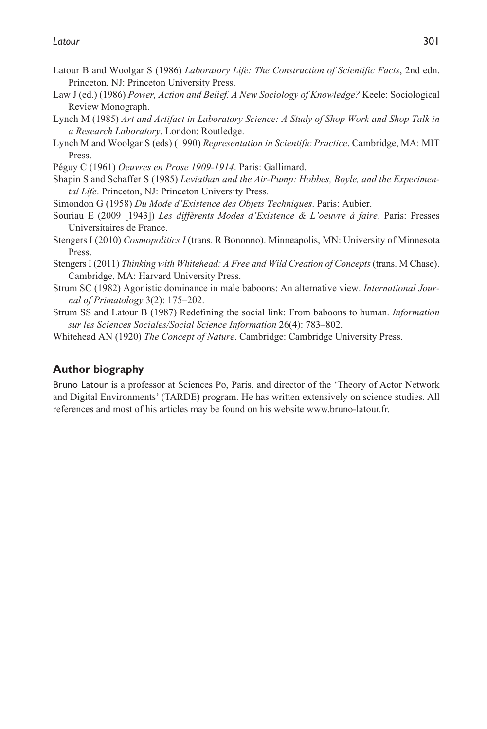Latour B and Woolgar S (1986) *Laboratory Life: The Construction of Scientific Facts*, 2nd edn. Princeton, NJ: Princeton University Press.

Law J (ed.) (1986) *Power, Action and Belief. A New Sociology of Knowledge?* Keele: Sociological Review Monograph.

Lynch M (1985) *Art and Artifact in Laboratory Science: A Study of Shop Work and Shop Talk in a Research Laboratory*. London: Routledge.

Lynch M and Woolgar S (eds) (1990) *Representation in Scientific Practice*. Cambridge, MA: MIT Press.

Péguy C (1961) *Oeuvres en Prose 1909-1914*. Paris: Gallimard.

Shapin S and Schaffer S (1985) *Leviathan and the Air-Pump: Hobbes, Boyle, and the Experimental Life*. Princeton, NJ: Princeton University Press.

Simondon G (1958) *Du Mode d'Existence des Objets Techniques*. Paris: Aubier.

Souriau E (2009 [1943]) *Les différents Modes d'Existence & L'oeuvre à faire*. Paris: Presses Universitaires de France.

Stengers I (2010) *Cosmopolitics I* (trans. R Bononno). Minneapolis, MN: University of Minnesota Press.

Stengers I (2011) *Thinking with Whitehead: A Free and Wild Creation of Concepts* (trans. M Chase). Cambridge, MA: Harvard University Press.

Strum SC (1982) Agonistic dominance in male baboons: An alternative view. *International Journal of Primatology* 3(2): 175–202.

Strum SS and Latour B (1987) Redefining the social link: From baboons to human. *Information sur les Sciences Sociales/Social Science Information* 26(4): 783–802.

Whitehead AN (1920) *The Concept of Nature*. Cambridge: Cambridge University Press.

## Author biography

Bruno Latour is a professor at Sciences Po, Paris, and director of the 'Theory of Actor Network and Digital Environments' (TARDE) program. He has written extensively on science studies. All references and most of his articles may be found on his website www.bruno-latour.fr.